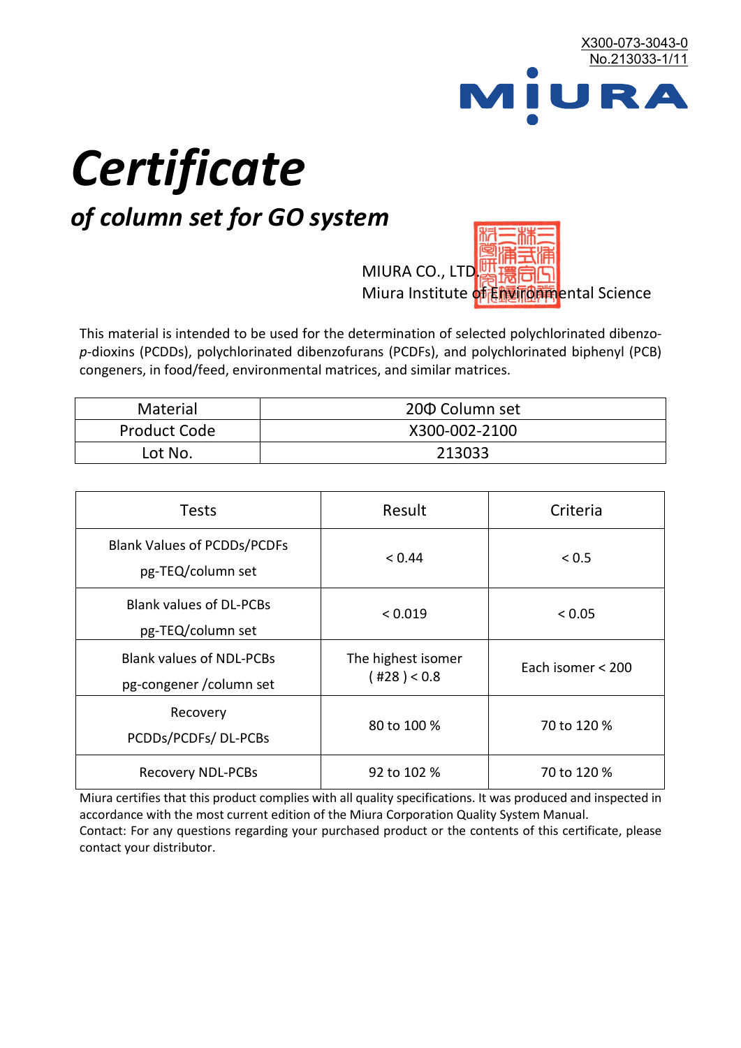X300-073-3043-0
No.213033-1/11

MIURA

# *Certificate*

## *of column set for GO system*

MIURA CO., LTD.
Miura Institute of Environmental Science

This material is intended to be used for the determination of selected polychlorinated dibenzo-*p*-dioxins (PCDDs), polychlorinated dibenzofurans (PCDFs), and polychlorinated biphenyl (PCB) congeners, in food/feed, environmental matrices, and similar matrices.

| Material | 20Φ Column set |
|---|---|
| Product Code | X300-002-2100 |
| Lot No. | 213033 |

| Tests | Result | Criteria |
|---|---|---|
| Blank Values of PCDDs/PCDFs pg-TEQ/column set | < 0.44 | < 0.5 |
| Blank values of DL-PCBs pg-TEQ/column set | < 0.019 | < 0.05 |
| Blank values of NDL-PCBs pg-congener /column set | The highest isomer ( #28 ) < 0.8 | Each isomer < 200 |
| Recovery PCDDs/PCDFs/ DL-PCBs | 80 to 100 % | 70 to 120 % |
| Recovery NDL-PCBs | 92 to 102 % | 70 to 120 % |

Miura certifies that this product complies with all quality specifications. It was produced and inspected in accordance with the most current edition of the Miura Corporation Quality System Manual.
Contact: For any questions regarding your purchased product or the contents of this certificate, please contact your distributor.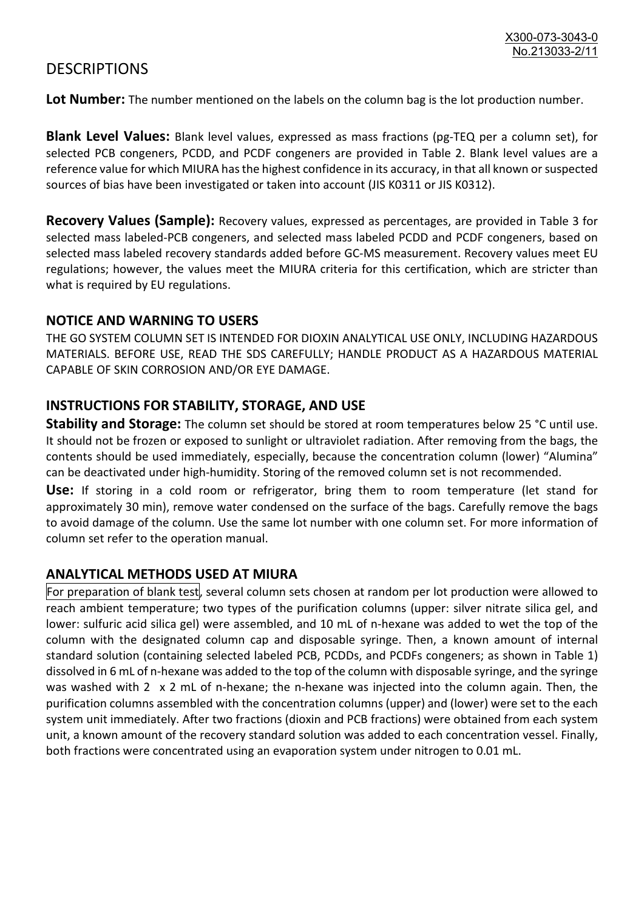# DESCRIPTIONS

**Lot Number:** The number mentioned on the labels on the column bag is the lot production number.

**Blank Level Values:** Blank level values, expressed as mass fractions (pg-TEQ per a column set), for selected PCB congeners, PCDD, and PCDF congeners are provided in Table 2. Blank level values are a reference value for which MIURA has the highest confidence in its accuracy, in that all known or suspected sources of bias have been investigated or taken into account (JIS K0311 or JIS K0312).

**Recovery Values (Sample):** Recovery values, expressed as percentages, are provided in Table 3 for selected mass labeled-PCB congeners, and selected mass labeled PCDD and PCDF congeners, based on selected mass labeled recovery standards added before GC-MS measurement. Recovery values meet EU regulations; however, the values meet the MIURA criteria for this certification, which are stricter than what is required by EU regulations.

## NOTICE AND WARNING TO USERS

THE GO SYSTEM COLUMN SET IS INTENDED FOR DIOXIN ANALYTICAL USE ONLY, INCLUDING HAZARDOUS MATERIALS. BEFORE USE, READ THE SDS CAREFULLY; HANDLE PRODUCT AS A HAZARDOUS MATERIAL CAPABLE OF SKIN CORROSION AND/OR EYE DAMAGE.

## INSTRUCTIONS FOR STABILITY, STORAGE, AND USE

**Stability and Storage:** The column set should be stored at room temperatures below 25 °C until use. It should not be frozen or exposed to sunlight or ultraviolet radiation. After removing from the bags, the contents should be used immediately, especially, because the concentration column (lower) "Alumina" can be deactivated under high-humidity. Storing of the removed column set is not recommended.

**Use:** If storing in a cold room or refrigerator, bring them to room temperature (let stand for approximately 30 min), remove water condensed on the surface of the bags. Carefully remove the bags to avoid damage of the column. Use the same lot number with one column set. For more information of column set refer to the operation manual.

## ANALYTICAL METHODS USED AT MIURA

For preparation of blank test, several column sets chosen at random per lot production were allowed to reach ambient temperature; two types of the purification columns (upper: silver nitrate silica gel, and lower: sulfuric acid silica gel) were assembled, and 10 mL of n-hexane was added to wet the top of the column with the designated column cap and disposable syringe. Then, a known amount of internal standard solution (containing selected labeled PCB, PCDDs, and PCDFs congeners; as shown in Table 1) dissolved in 6 mL of n-hexane was added to the top of the column with disposable syringe, and the syringe was washed with 2 x 2 mL of n-hexane; the n-hexane was injected into the column again. Then, the purification columns assembled with the concentration columns (upper) and (lower) were set to the each system unit immediately. After two fractions (dioxin and PCB fractions) were obtained from each system unit, a known amount of the recovery standard solution was added to each concentration vessel. Finally, both fractions were concentrated using an evaporation system under nitrogen to 0.01 mL.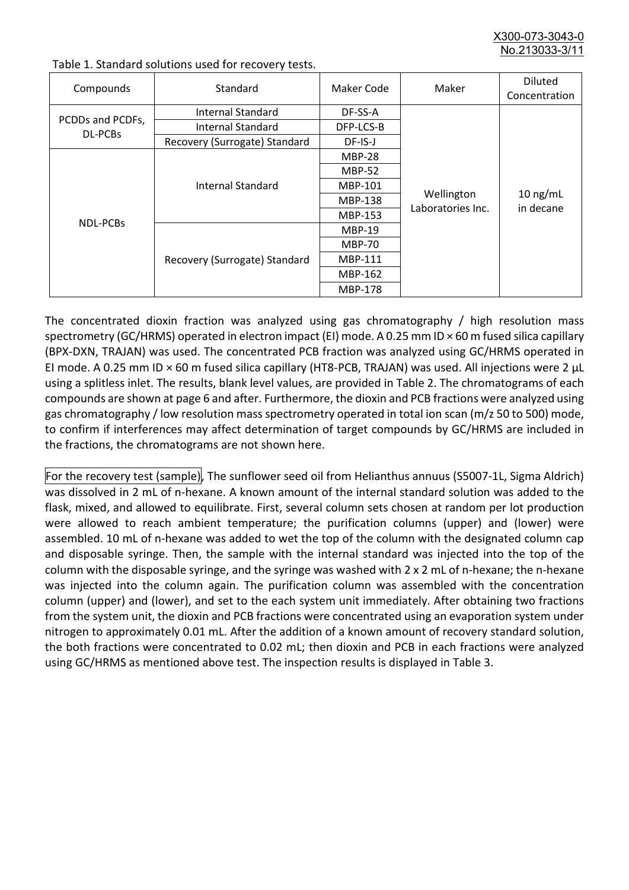Table 1. Standard solutions used for recovery tests.

| Compounds | Standard | Maker Code | Maker | Diluted Concentration |
|---|---|---|---|---|
| PCDDs and PCDFs, DL-PCBs | Internal Standard | DF-SS-A | Wellington Laboratories Inc. | 10 ng/mL in decane |
| | Internal Standard | DFP-LCS-B | | |
| | Recovery (Surrogate) Standard | DF-IS-J | | |
| NDL-PCBs | Internal Standard | MBP-28 | | |
| | | MBP-52 | | |
| | | MBP-101 | | |
| | | MBP-138 | | |
| | | MBP-153 | | |
| | Recovery (Surrogate) Standard | MBP-19 | | |
| | | MBP-70 | | |
| | | MBP-111 | | |
| | | MBP-162 | | |
| | | MBP-178 | | |

The concentrated dioxin fraction was analyzed using gas chromatography / high resolution mass spectrometry (GC/HRMS) operated in electron impact (EI) mode. A 0.25 mm ID × 60 m fused silica capillary (BPX-DXN, TRAJAN) was used. The concentrated PCB fraction was analyzed using GC/HRMS operated in EI mode. A 0.25 mm ID × 60 m fused silica capillary (HT8-PCB, TRAJAN) was used. All injections were 2 µL using a splitless inlet. The results, blank level values, are provided in Table 2. The chromatograms of each compounds are shown at page 6 and after. Furthermore, the dioxin and PCB fractions were analyzed using gas chromatography / low resolution mass spectrometry operated in total ion scan (m/z 50 to 500) mode, to confirm if interferences may affect determination of target compounds by GC/HRMS are included in the fractions, the chromatograms are not shown here.

For the recovery test (sample), The sunflower seed oil from Helianthus annuus (S5007-1L, Sigma Aldrich) was dissolved in 2 mL of n-hexane. A known amount of the internal standard solution was added to the flask, mixed, and allowed to equilibrate. First, several column sets chosen at random per lot production were allowed to reach ambient temperature; the purification columns (upper) and (lower) were assembled. 10 mL of n-hexane was added to wet the top of the column with the designated column cap and disposable syringe. Then, the sample with the internal standard was injected into the top of the column with the disposable syringe, and the syringe was washed with 2 x 2 mL of n-hexane; the n-hexane was injected into the column again. The purification column was assembled with the concentration column (upper) and (lower), and set to the each system unit immediately. After obtaining two fractions from the system unit, the dioxin and PCB fractions were concentrated using an evaporation system under nitrogen to approximately 0.01 mL. After the addition of a known amount of recovery standard solution, the both fractions were concentrated to 0.02 mL; then dioxin and PCB in each fractions were analyzed using GC/HRMS as mentioned above test. The inspection results is displayed in Table 3.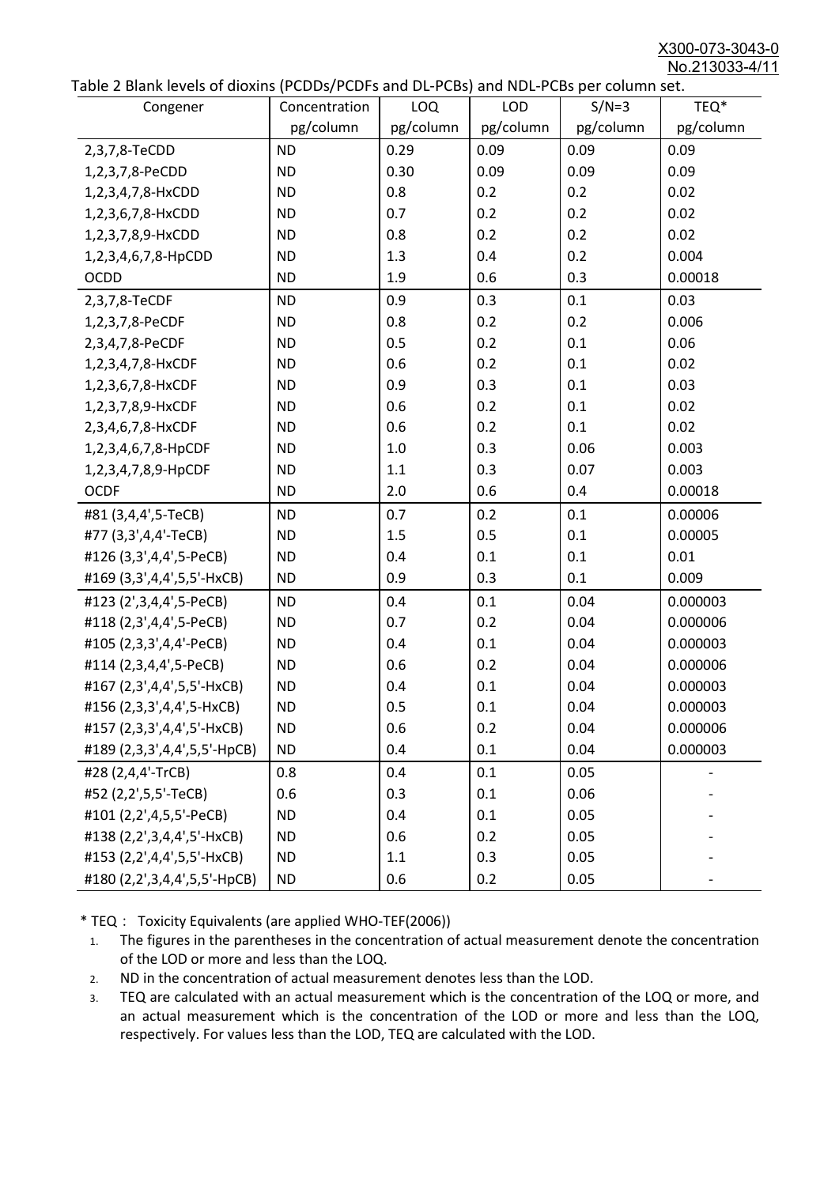Table 2 Blank levels of dioxins (PCDDs/PCDFs and DL-PCBs) and NDL-PCBs per column set.

| Congener | Concentration pg/column | LOQ pg/column | LOD pg/column | S/N=3 pg/column | TEQ* pg/column |
|---|---|---|---|---|---|
| 2,3,7,8-TeCDD | ND | 0.29 | 0.09 | 0.09 | 0.09 |
| 1,2,3,7,8-PeCDD | ND | 0.30 | 0.09 | 0.09 | 0.09 |
| 1,2,3,4,7,8-HxCDD | ND | 0.8 | 0.2 | 0.2 | 0.02 |
| 1,2,3,6,7,8-HxCDD | ND | 0.7 | 0.2 | 0.2 | 0.02 |
| 1,2,3,7,8,9-HxCDD | ND | 0.8 | 0.2 | 0.2 | 0.02 |
| 1,2,3,4,6,7,8-HpCDD | ND | 1.3 | 0.4 | 0.2 | 0.004 |
| OCDD | ND | 1.9 | 0.6 | 0.3 | 0.00018 |
| 2,3,7,8-TeCDF | ND | 0.9 | 0.3 | 0.1 | 0.03 |
| 1,2,3,7,8-PeCDF | ND | 0.8 | 0.2 | 0.2 | 0.006 |
| 2,3,4,7,8-PeCDF | ND | 0.5 | 0.2 | 0.1 | 0.06 |
| 1,2,3,4,7,8-HxCDF | ND | 0.6 | 0.2 | 0.1 | 0.02 |
| 1,2,3,6,7,8-HxCDF | ND | 0.9 | 0.3 | 0.1 | 0.03 |
| 1,2,3,7,8,9-HxCDF | ND | 0.6 | 0.2 | 0.1 | 0.02 |
| 2,3,4,6,7,8-HxCDF | ND | 0.6 | 0.2 | 0.1 | 0.02 |
| 1,2,3,4,6,7,8-HpCDF | ND | 1.0 | 0.3 | 0.06 | 0.003 |
| 1,2,3,4,7,8,9-HpCDF | ND | 1.1 | 0.3 | 0.07 | 0.003 |
| OCDF | ND | 2.0 | 0.6 | 0.4 | 0.00018 |
| #81 (3,4,4',5-TeCB) | ND | 0.7 | 0.2 | 0.1 | 0.00006 |
| #77 (3,3',4,4'-TeCB) | ND | 1.5 | 0.5 | 0.1 | 0.00005 |
| #126 (3,3',4,4',5-PeCB) | ND | 0.4 | 0.1 | 0.1 | 0.01 |
| #169 (3,3',4,4',5,5'-HxCB) | ND | 0.9 | 0.3 | 0.1 | 0.009 |
| #123 (2',3,4,4',5-PeCB) | ND | 0.4 | 0.1 | 0.04 | 0.000003 |
| #118 (2,3',4,4',5-PeCB) | ND | 0.7 | 0.2 | 0.04 | 0.000006 |
| #105 (2,3,3',4,4'-PeCB) | ND | 0.4 | 0.1 | 0.04 | 0.000003 |
| #114 (2,3,4,4',5-PeCB) | ND | 0.6 | 0.2 | 0.04 | 0.000006 |
| #167 (2,3',4,4',5,5'-HxCB) | ND | 0.4 | 0.1 | 0.04 | 0.000003 |
| #156 (2,3,3',4,4',5-HxCB) | ND | 0.5 | 0.1 | 0.04 | 0.000003 |
| #157 (2,3,3',4,4',5'-HxCB) | ND | 0.6 | 0.2 | 0.04 | 0.000006 |
| #189 (2,3,3',4,4',5,5'-HpCB) | ND | 0.4 | 0.1 | 0.04 | 0.000003 |
| #28 (2,4,4'-TrCB) | 0.8 | 0.4 | 0.1 | 0.05 | - |
| #52 (2,2',5,5'-TeCB) | 0.6 | 0.3 | 0.1 | 0.06 | - |
| #101 (2,2',4,5,5'-PeCB) | ND | 0.4 | 0.1 | 0.05 | - |
| #138 (2,2',3,4,4',5'-HxCB) | ND | 0.6 | 0.2 | 0.05 | - |
| #153 (2,2',4,4',5,5'-HxCB) | ND | 1.1 | 0.3 | 0.05 | - |
| #180 (2,2',3,4,4',5,5'-HpCB) | ND | 0.6 | 0.2 | 0.05 | - |

* TEQ： Toxicity Equivalents (are applied WHO-TEF(2006))

1. The figures in the parentheses in the concentration of actual measurement denote the concentration of the LOD or more and less than the LOQ.
2. ND in the concentration of actual measurement denotes less than the LOD.
3. TEQ are calculated with an actual measurement which is the concentration of the LOQ or more, and an actual measurement which is the concentration of the LOD or more and less than the LOQ, respectively. For values less than the LOD, TEQ are calculated with the LOD.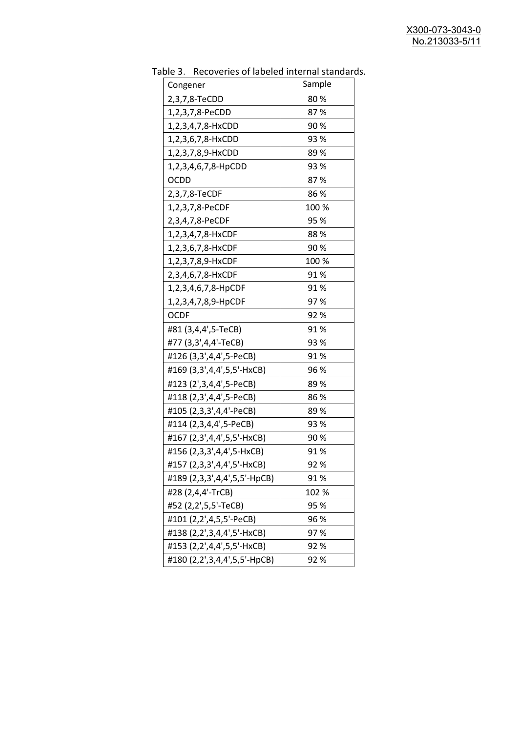Table 3. Recoveries of labeled internal standards.

| Congener | Sample |
|---|---|
| 2,3,7,8-TeCDD | 80 % |
| 1,2,3,7,8-PeCDD | 87 % |
| 1,2,3,4,7,8-HxCDD | 90 % |
| 1,2,3,6,7,8-HxCDD | 93 % |
| 1,2,3,7,8,9-HxCDD | 89 % |
| 1,2,3,4,6,7,8-HpCDD | 93 % |
| OCDD | 87 % |
| 2,3,7,8-TeCDF | 86 % |
| 1,2,3,7,8-PeCDF | 100 % |
| 2,3,4,7,8-PeCDF | 95 % |
| 1,2,3,4,7,8-HxCDF | 88 % |
| 1,2,3,6,7,8-HxCDF | 90 % |
| 1,2,3,7,8,9-HxCDF | 100 % |
| 2,3,4,6,7,8-HxCDF | 91 % |
| 1,2,3,4,6,7,8-HpCDF | 91 % |
| 1,2,3,4,7,8,9-HpCDF | 97 % |
| OCDF | 92 % |
| #81 (3,4,4',5-TeCB) | 91 % |
| #77 (3,3',4,4'-TeCB) | 93 % |
| #126 (3,3',4,4',5-PeCB) | 91 % |
| #169 (3,3',4,4',5,5'-HxCB) | 96 % |
| #123 (2',3,4,4',5-PeCB) | 89 % |
| #118 (2,3',4,4',5-PeCB) | 86 % |
| #105 (2,3,3',4,4'-PeCB) | 89 % |
| #114 (2,3,4,4',5-PeCB) | 93 % |
| #167 (2,3',4,4',5,5'-HxCB) | 90 % |
| #156 (2,3,3',4,4',5-HxCB) | 91 % |
| #157 (2,3,3',4,4',5'-HxCB) | 92 % |
| #189 (2,3,3',4,4',5,5'-HpCB) | 91 % |
| #28 (2,4,4'-TrCB) | 102 % |
| #52 (2,2',5,5'-TeCB) | 95 % |
| #101 (2,2',4,5,5'-PeCB) | 96 % |
| #138 (2,2',3,4,4',5'-HxCB) | 97 % |
| #153 (2,2',4,4',5,5'-HxCB) | 92 % |
| #180 (2,2',3,4,4',5,5'-HpCB) | 92 % |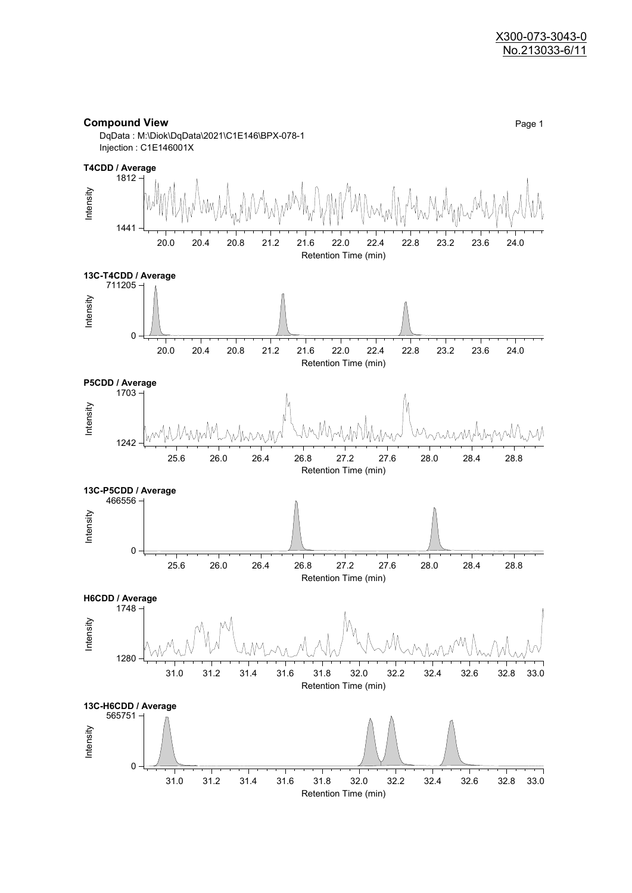## Compound View

DqData : M:\Diok\DqData\2021\C1E146\BPX-078-1
Injection : C1E146001X

**T4CDD / Average**

Intensity: 1441 – 1812
Retention Time (min): 20.0, 20.4, 20.8, 21.2, 21.6, 22.0, 22.4, 22.8, 23.2, 23.6, 24.0

**13C-T4CDD / Average**

Intensity: 0 – 711205
Retention Time (min): 20.0, 20.4, 20.8, 21.2, 21.6, 22.0, 22.4, 22.8, 23.2, 23.6, 24.0

**P5CDD / Average**

Intensity: 1242 – 1703
Retention Time (min): 25.6, 26.0, 26.4, 26.8, 27.2, 27.6, 28.0, 28.4, 28.8

**13C-P5CDD / Average**

Intensity: 0 – 466556
Retention Time (min): 25.6, 26.0, 26.4, 26.8, 27.2, 27.6, 28.0, 28.4, 28.8

**H6CDD / Average**

Intensity: 1280 – 1748
Retention Time (min): 31.0, 31.2, 31.4, 31.6, 31.8, 32.0, 32.2, 32.4, 32.6, 32.8, 33.0

**13C-H6CDD / Average**

Intensity: 0 – 565751
Retention Time (min): 31.0, 31.2, 31.4, 31.6, 31.8, 32.0, 32.2, 32.4, 32.6, 32.8, 33.0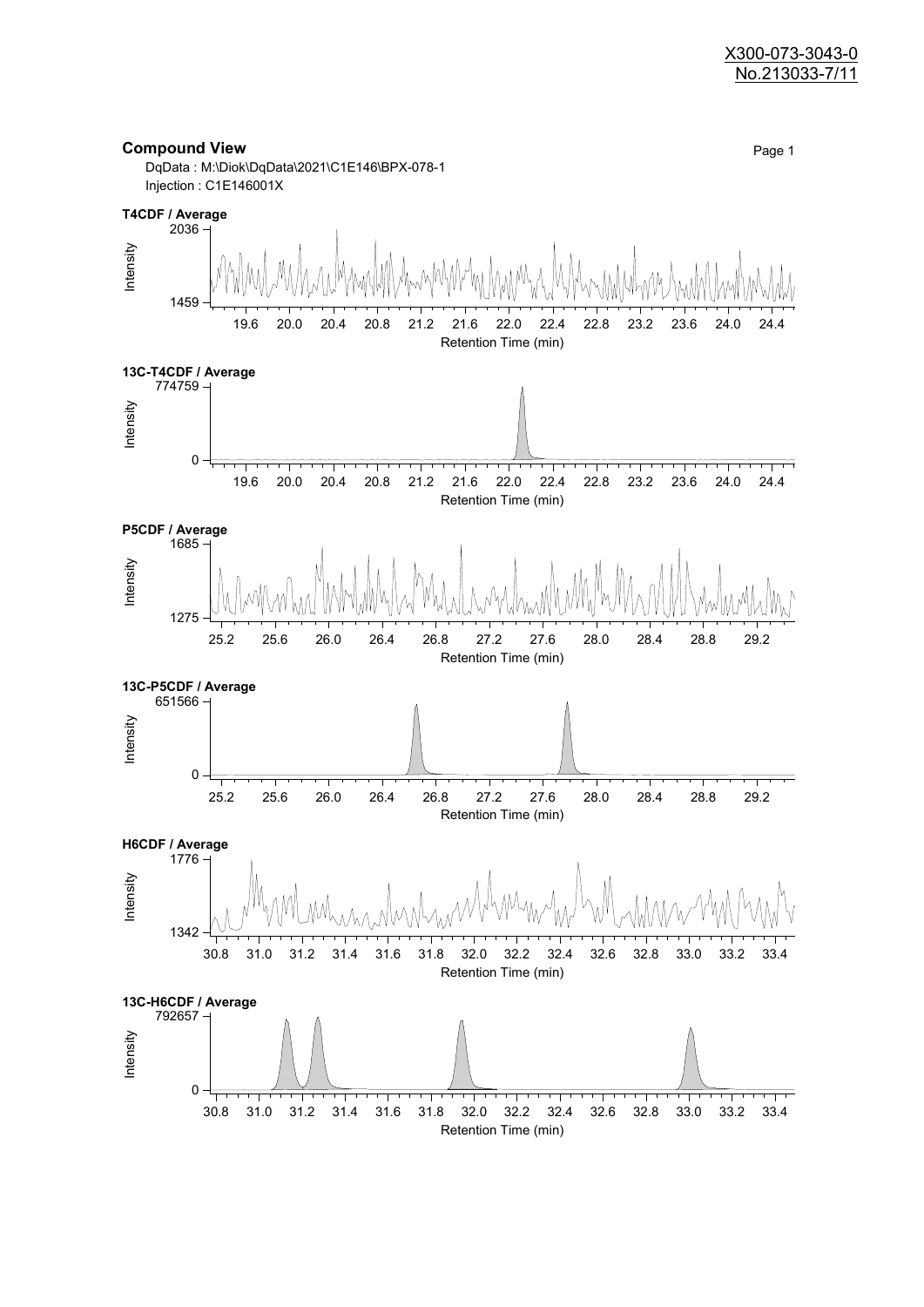X300-073-3043-0
No.213033-7/11

## Compound View

DqData : M:\Diok\DqData\2021\C1E146\BPX-078-1
Injection : C1E146001X

**T4CDF / Average**

Intensity: 1459 – 2036
Retention Time (min): 19.6, 20.0, 20.4, 20.8, 21.2, 21.6, 22.0, 22.4, 22.8, 23.2, 23.6, 24.0, 24.4

**13C-T4CDF / Average**

Intensity: 0 – 774759
Retention Time (min): 19.6, 20.0, 20.4, 20.8, 21.2, 21.6, 22.0, 22.4, 22.8, 23.2, 23.6, 24.0, 24.4

**P5CDF / Average**

Intensity: 1275 – 1685
Retention Time (min): 25.2, 25.6, 26.0, 26.4, 26.8, 27.2, 27.6, 28.0, 28.4, 28.8, 29.2

**13C-P5CDF / Average**

Intensity: 0 – 651566
Retention Time (min): 25.2, 25.6, 26.0, 26.4, 26.8, 27.2, 27.6, 28.0, 28.4, 28.8, 29.2

**H6CDF / Average**

Intensity: 1342 – 1776
Retention Time (min): 30.8, 31.0, 31.2, 31.4, 31.6, 31.8, 32.0, 32.2, 32.4, 32.6, 32.8, 33.0, 33.2, 33.4

**13C-H6CDF / Average**

Intensity: 0 – 792657
Retention Time (min): 30.8, 31.0, 31.2, 31.4, 31.6, 31.8, 32.0, 32.2, 32.4, 32.6, 32.8, 33.0, 33.2, 33.4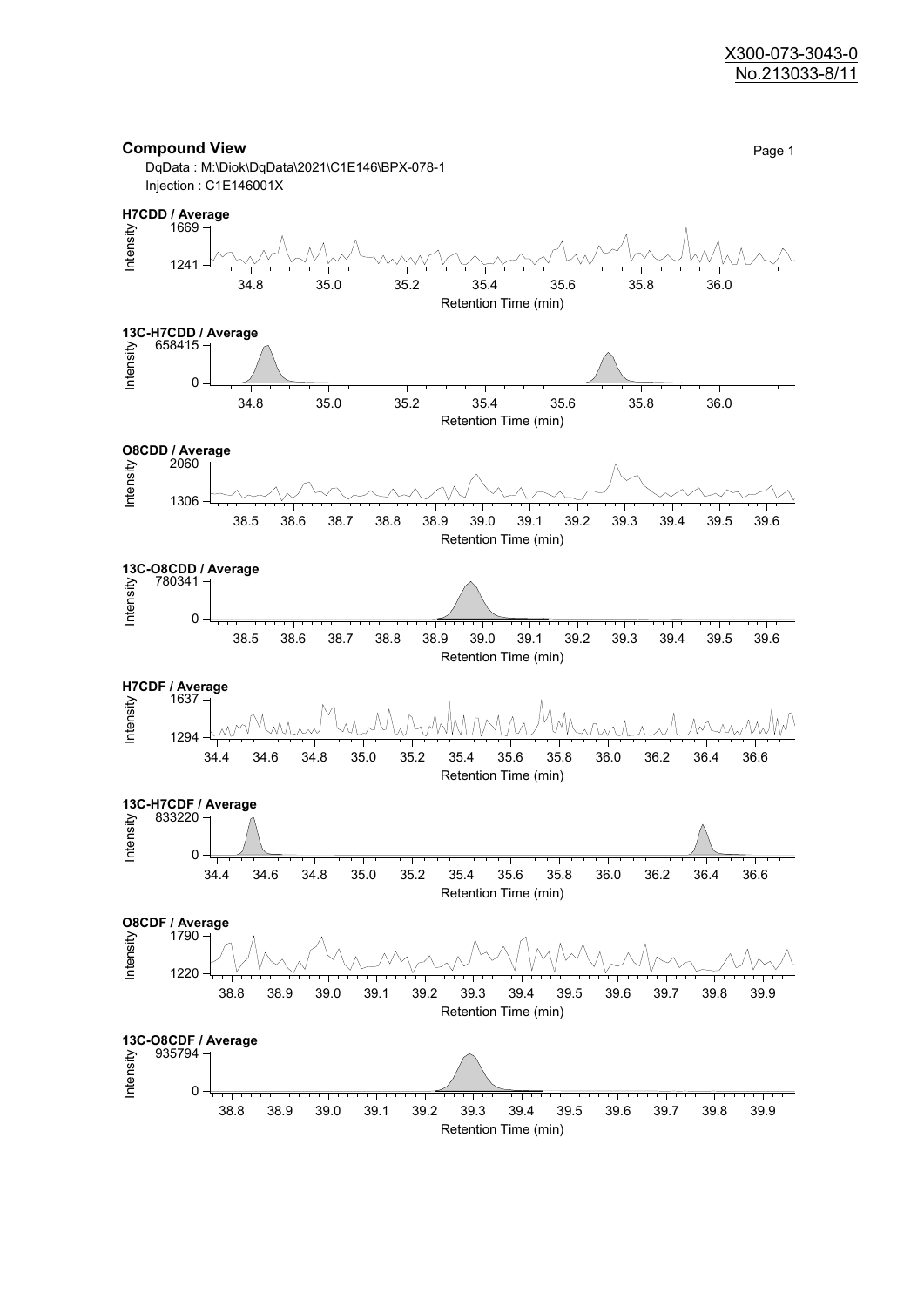X300-073-3043-0
No.213033-8/11

## Compound View

DqData : M:\Diok\DqData\2021\C1E146\BPX-078-1
Injection : C1E146001X

**H7CDD / Average**

Intensity: 1669, 1241
Retention Time (min): 34.8, 35.0, 35.2, 35.4, 35.6, 35.8, 36.0

**13C-H7CDD / Average**

Intensity: 658415, 0
Retention Time (min): 34.8, 35.0, 35.2, 35.4, 35.6, 35.8, 36.0

**O8CDD / Average**

Intensity: 2060, 1306
Retention Time (min): 38.5, 38.6, 38.7, 38.8, 38.9, 39.0, 39.1, 39.2, 39.3, 39.4, 39.5, 39.6

**13C-O8CDD / Average**

Intensity: 780341, 0
Retention Time (min): 38.5, 38.6, 38.7, 38.8, 38.9, 39.0, 39.1, 39.2, 39.3, 39.4, 39.5, 39.6

**H7CDF / Average**

Intensity: 1637, 1294
Retention Time (min): 34.4, 34.6, 34.8, 35.0, 35.2, 35.4, 35.6, 35.8, 36.0, 36.2, 36.4, 36.6

**13C-H7CDF / Average**

Intensity: 833220, 0
Retention Time (min): 34.4, 34.6, 34.8, 35.0, 35.2, 35.4, 35.6, 35.8, 36.0, 36.2, 36.4, 36.6

**O8CDF / Average**

Intensity: 1790, 1220
Retention Time (min): 38.8, 38.9, 39.0, 39.1, 39.2, 39.3, 39.4, 39.5, 39.6, 39.7, 39.8, 39.9

**13C-O8CDF / Average**

Intensity: 935794, 0
Retention Time (min): 38.8, 38.9, 39.0, 39.1, 39.2, 39.3, 39.4, 39.5, 39.6, 39.7, 39.8, 39.9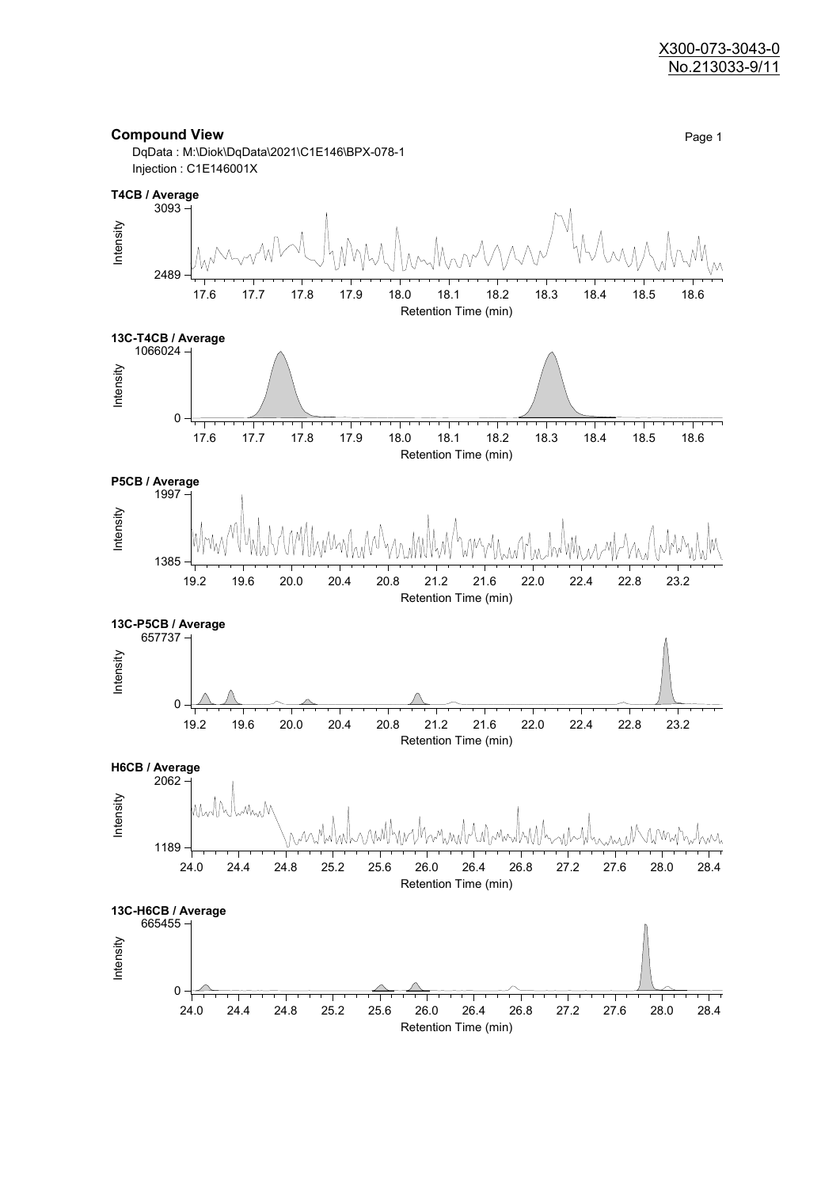X300-073-3043-0
No.213033-9/11

## Compound View

Page 1

DqData : M:\Diok\DqData\2021\C1E146\BPX-078-1
Injection : C1E146001X

**T4CB / Average**

Intensity: 2489 – 3093
Retention Time (min): 17.6 – 18.6

**13C-T4CB / Average**

Intensity: 0 – 1066024
Retention Time (min): 17.6 – 18.6

**P5CB / Average**

Intensity: 1385 – 1997
Retention Time (min): 19.2 – 23.2

**13C-P5CB / Average**

Intensity: 0 – 657737
Retention Time (min): 19.2 – 23.2

**H6CB / Average**

Intensity: 1189 – 2062
Retention Time (min): 24.0 – 28.4

**13C-H6CB / Average**

Intensity: 0 – 665455
Retention Time (min): 24.0 – 28.4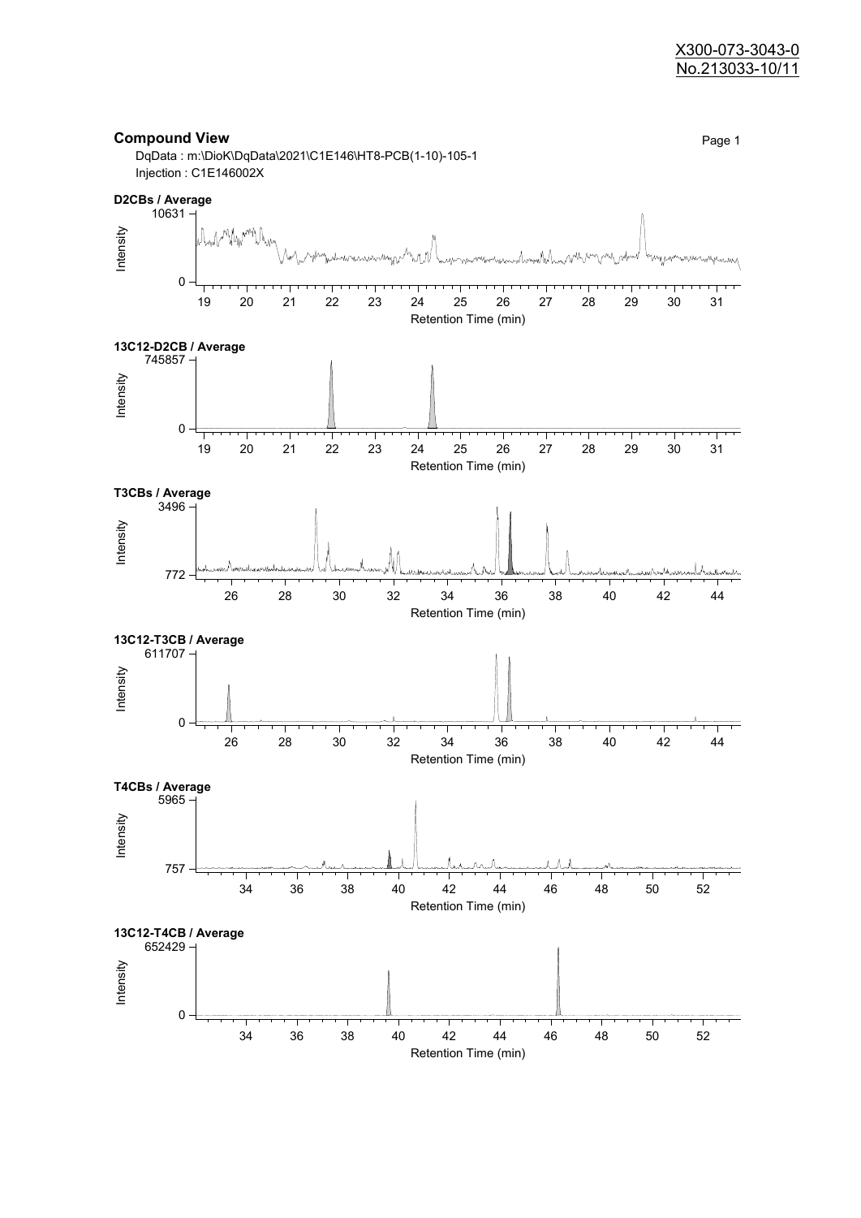X300-073-3043-0
No.213033-10/11

## Compound View

Page 1

DqData : m:\DioK\DqData\2021\C1E146\HT8-PCB(1-10)-105-1
Injection : C1E146002X

**D2CBs / Average**

Intensity: 0 – 10631
Retention Time (min): 19 20 21 22 23 24 25 26 27 28 29 30 31

**13C12-D2CB / Average**

Intensity: 0 – 745857
Retention Time (min): 19 20 21 22 23 24 25 26 27 28 29 30 31

**T3CBs / Average**

Intensity: 772 – 3496
Retention Time (min): 26 28 30 32 34 36 38 40 42 44

**13C12-T3CB / Average**

Intensity: 0 – 611707
Retention Time (min): 26 28 30 32 34 36 38 40 42 44

**T4CBs / Average**

Intensity: 757 – 5965
Retention Time (min): 34 36 38 40 42 44 46 48 50 52

**13C12-T4CB / Average**

Intensity: 0 – 652429
Retention Time (min): 34 36 38 40 42 44 46 48 50 52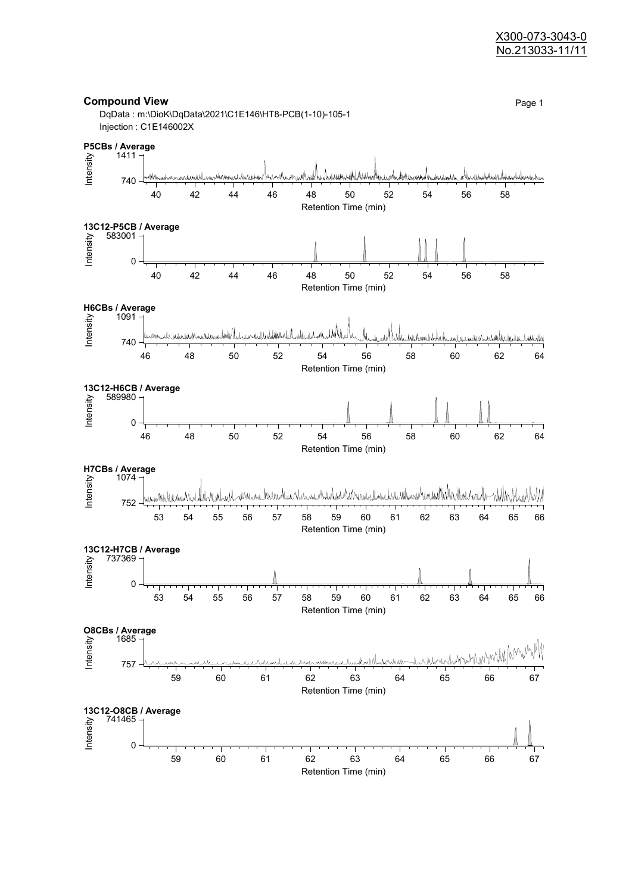X300-073-3043-0
No.213033-11/11

## Compound View

DqData : m:\DioK\DqData\2021\C1E146\HT8-PCB(1-10)-105-1
Injection : C1E146002X

**P5CBs / Average**

Intensity
1411
740
40 42 44 46 48 50 52 54 56 58
Retention Time (min)

**13C12-P5CB / Average**

Intensity
583001
0
40 42 44 46 48 50 52 54 56 58
Retention Time (min)

**H6CBs / Average**

Intensity
1091
740
46 48 50 52 54 56 58 60 62 64
Retention Time (min)

**13C12-H6CB / Average**

Intensity
589980
0
46 48 50 52 54 56 58 60 62 64
Retention Time (min)

**H7CBs / Average**

Intensity
1074
752
53 54 55 56 57 58 59 60 61 62 63 64 65 66
Retention Time (min)

**13C12-H7CB / Average**

Intensity
737369
0
53 54 55 56 57 58 59 60 61 62 63 64 65 66
Retention Time (min)

**O8CBs / Average**

Intensity
1685
757
59 60 61 62 63 64 65 66 67
Retention Time (min)

**13C12-O8CB / Average**

Intensity
741465
0
59 60 61 62 63 64 65 66 67
Retention Time (min)